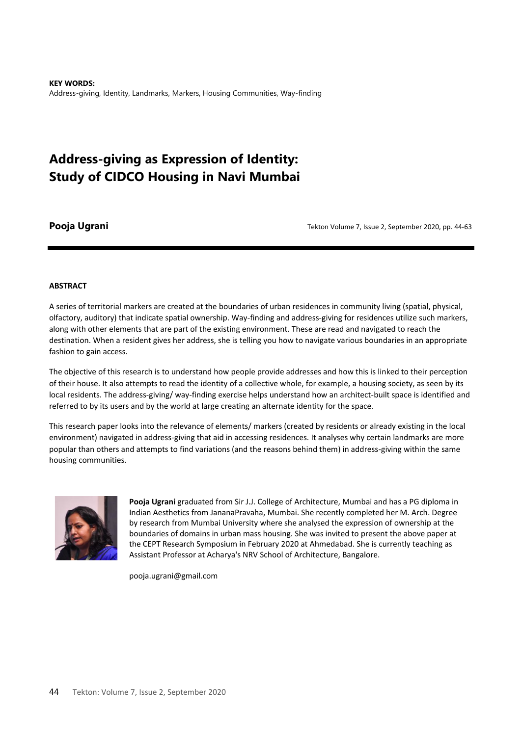**KEY WORDS:**
Address-giving, Identity, Landmarks, Markers, Housing Communities, Way-finding

# Address-giving as Expression of Identity: Study of CIDCO Housing in Navi Mumbai

**Pooja Ugrani**

Tekton Volume 7, Issue 2, September 2020, pp. 44-63

## ABSTRACT

A series of territorial markers are created at the boundaries of urban residences in community living (spatial, physical, olfactory, auditory) that indicate spatial ownership. Way-finding and address-giving for residences utilize such markers, along with other elements that are part of the existing environment. These are read and navigated to reach the destination. When a resident gives her address, she is telling you how to navigate various boundaries in an appropriate fashion to gain access.

The objective of this research is to understand how people provide addresses and how this is linked to their perception of their house. It also attempts to read the identity of a collective whole, for example, a housing society, as seen by its local residents. The address-giving/ way-finding exercise helps understand how an architect-built space is identified and referred to by its users and by the world at large creating an alternate identity for the space.

This research paper looks into the relevance of elements/ markers (created by residents or already existing in the local environment) navigated in address-giving that aid in accessing residences. It analyses why certain landmarks are more popular than others and attempts to find variations (and the reasons behind them) in address-giving within the same housing communities.

**Pooja Ugrani** graduated from Sir J.J. College of Architecture, Mumbai and has a PG diploma in Indian Aesthetics from JananaPravaha, Mumbai. She recently completed her M. Arch. Degree by research from Mumbai University where she analysed the expression of ownership at the boundaries of domains in urban mass housing. She was invited to present the above paper at the CEPT Research Symposium in February 2020 at Ahmedabad. She is currently teaching as Assistant Professor at Acharya's NRV School of Architecture, Bangalore.

pooja.ugrani@gmail.com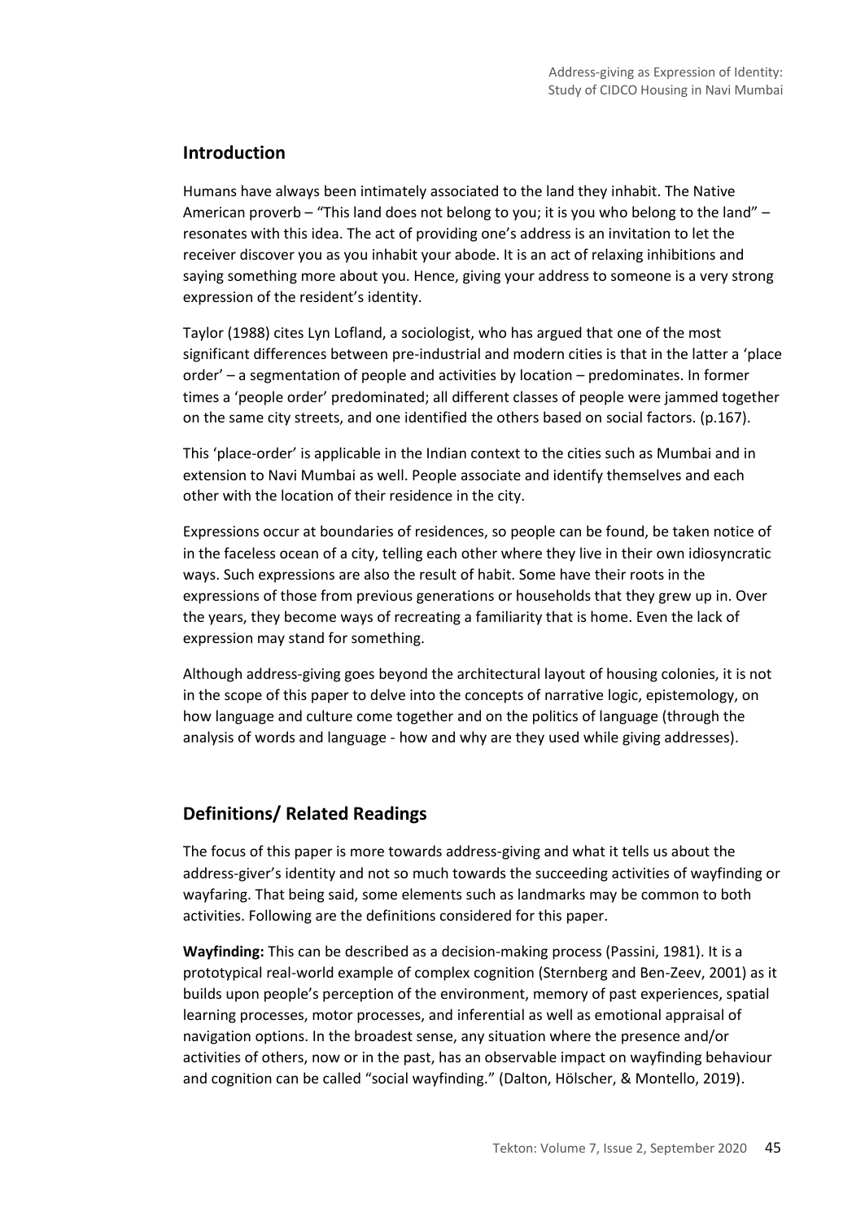## Introduction

Humans have always been intimately associated to the land they inhabit. The Native American proverb – "This land does not belong to you; it is you who belong to the land" – resonates with this idea. The act of providing one's address is an invitation to let the receiver discover you as you inhabit your abode. It is an act of relaxing inhibitions and saying something more about you. Hence, giving your address to someone is a very strong expression of the resident's identity.

Taylor (1988) cites Lyn Lofland, a sociologist, who has argued that one of the most significant differences between pre-industrial and modern cities is that in the latter a 'place order' – a segmentation of people and activities by location – predominates. In former times a 'people order' predominated; all different classes of people were jammed together on the same city streets, and one identified the others based on social factors. (p.167).

This 'place-order' is applicable in the Indian context to the cities such as Mumbai and in extension to Navi Mumbai as well. People associate and identify themselves and each other with the location of their residence in the city.

Expressions occur at boundaries of residences, so people can be found, be taken notice of in the faceless ocean of a city, telling each other where they live in their own idiosyncratic ways. Such expressions are also the result of habit. Some have their roots in the expressions of those from previous generations or households that they grew up in. Over the years, they become ways of recreating a familiarity that is home. Even the lack of expression may stand for something.

Although address-giving goes beyond the architectural layout of housing colonies, it is not in the scope of this paper to delve into the concepts of narrative logic, epistemology, on how language and culture come together and on the politics of language (through the analysis of words and language - how and why are they used while giving addresses).

## Definitions/ Related Readings

The focus of this paper is more towards address-giving and what it tells us about the address-giver's identity and not so much towards the succeeding activities of wayfinding or wayfaring. That being said, some elements such as landmarks may be common to both activities. Following are the definitions considered for this paper.

**Wayfinding:** This can be described as a decision-making process (Passini, 1981). It is a prototypical real-world example of complex cognition (Sternberg and Ben-Zeev, 2001) as it builds upon people's perception of the environment, memory of past experiences, spatial learning processes, motor processes, and inferential as well as emotional appraisal of navigation options. In the broadest sense, any situation where the presence and/or activities of others, now or in the past, has an observable impact on wayfinding behaviour and cognition can be called "social wayfinding." (Dalton, Hölscher, & Montello, 2019).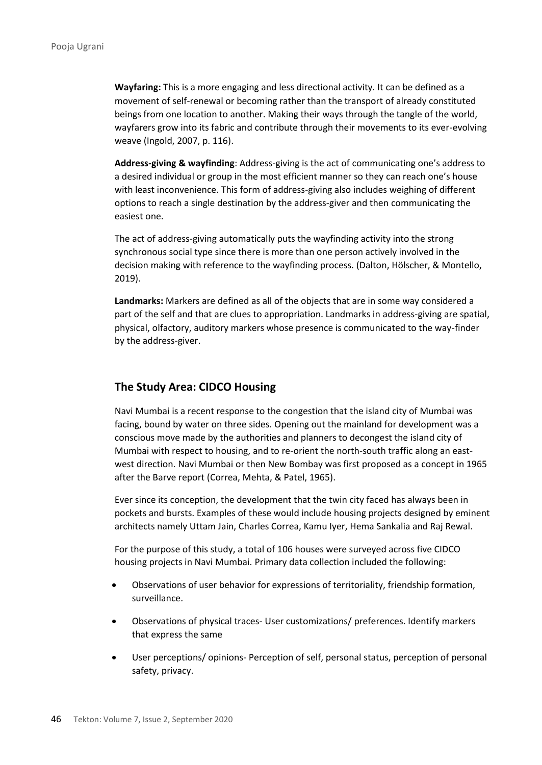**Wayfaring:** This is a more engaging and less directional activity. It can be defined as a movement of self-renewal or becoming rather than the transport of already constituted beings from one location to another. Making their ways through the tangle of the world, wayfarers grow into its fabric and contribute through their movements to its ever-evolving weave (Ingold, 2007, p. 116).

**Address-giving & wayfinding**: Address-giving is the act of communicating one's address to a desired individual or group in the most efficient manner so they can reach one's house with least inconvenience. This form of address-giving also includes weighing of different options to reach a single destination by the address-giver and then communicating the easiest one.

The act of address-giving automatically puts the wayfinding activity into the strong synchronous social type since there is more than one person actively involved in the decision making with reference to the wayfinding process. (Dalton, Hölscher, & Montello, 2019).

**Landmarks:** Markers are defined as all of the objects that are in some way considered a part of the self and that are clues to appropriation. Landmarks in address-giving are spatial, physical, olfactory, auditory markers whose presence is communicated to the way-finder by the address-giver.

## The Study Area: CIDCO Housing

Navi Mumbai is a recent response to the congestion that the island city of Mumbai was facing, bound by water on three sides. Opening out the mainland for development was a conscious move made by the authorities and planners to decongest the island city of Mumbai with respect to housing, and to re-orient the north-south traffic along an east-west direction. Navi Mumbai or then New Bombay was first proposed as a concept in 1965 after the Barve report (Correa, Mehta, & Patel, 1965).

Ever since its conception, the development that the twin city faced has always been in pockets and bursts. Examples of these would include housing projects designed by eminent architects namely Uttam Jain, Charles Correa, Kamu Iyer, Hema Sankalia and Raj Rewal.

For the purpose of this study, a total of 106 houses were surveyed across five CIDCO housing projects in Navi Mumbai. Primary data collection included the following:

- Observations of user behavior for expressions of territoriality, friendship formation, surveillance.
- Observations of physical traces- User customizations/ preferences. Identify markers that express the same
- User perceptions/ opinions- Perception of self, personal status, perception of personal safety, privacy.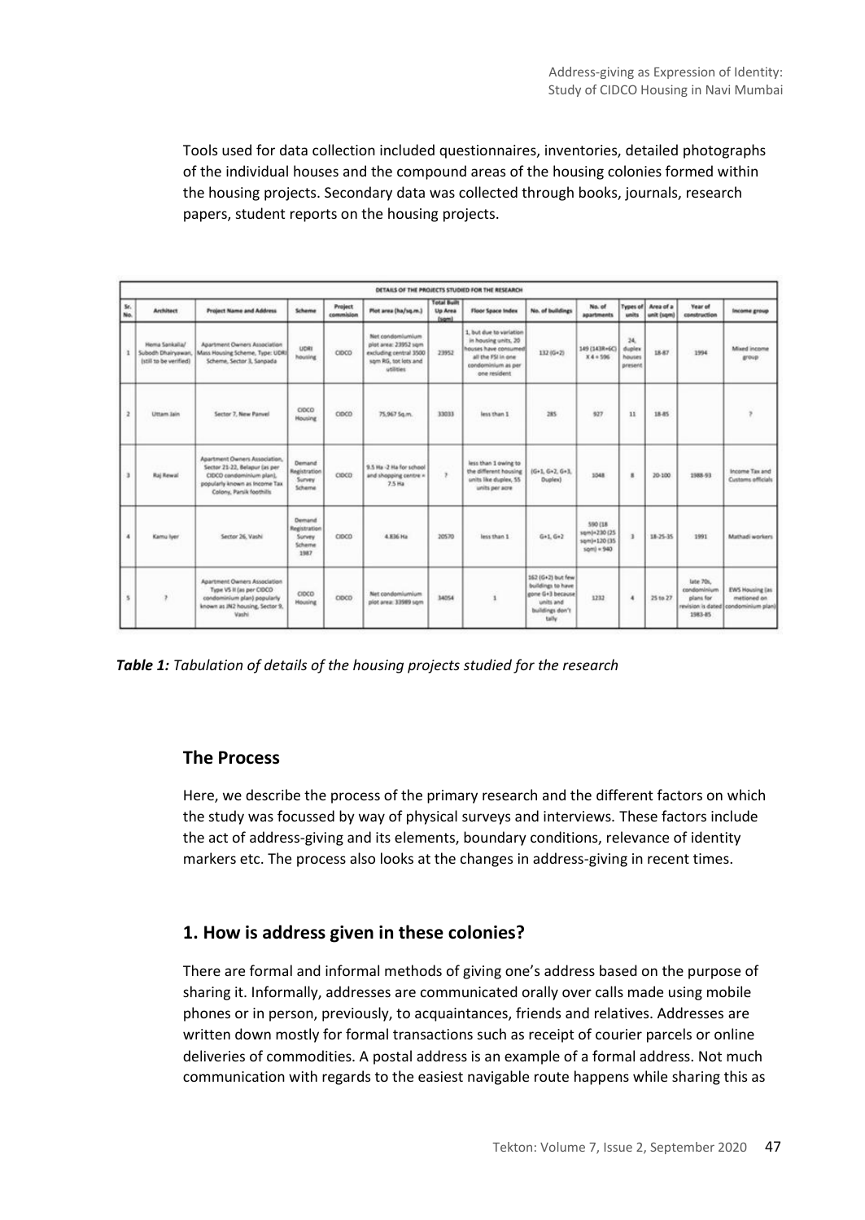Tools used for data collection included questionnaires, inventories, detailed photographs of the individual houses and the compound areas of the housing colonies formed within the housing projects. Secondary data was collected through books, journals, research papers, student reports on the housing projects.

| DETAILS OF THE PROJECTS STUDIED FOR THE RESEARCH | | | | | | | | | | | | | |
|---|---|---|---|---|---|---|---|---|---|---|---|---|---|
| Sr. No. | Architect | Project Name and Address | Scheme | Project commision | Plot area (ha/sq.m.) | Total Built Up Area (sqm) | Floor Space Index | No. of buildings | No. of apartments | Types of units | Area of a unit (sqm) | Year of construction | Income group |
| 1 | Hema Sankalia/ Subodh Dhairyawan, (still to be verified) | Apartment Owners Association Mass Housing Scheme, Type: UDRI Scheme, Sector 3, Sanpada | UDRI housing | CIDCO | Net condominium plot area: 23952 sqm excluding central 3500 sqm RG, tot lots and utilities | 23952 | 1, but due to variation in housing units, 20 houses have consumed all the FSI in one condominium as per one resident | 132 (G+2) | 149 (143R+6C) X 4 = 596 | 24, duplex houses present | 18-87 | 1994 | Mixed income group |
| 2 | Uttam Jain | Sector 7, New Panvel | CIDCO Housing | CIDCO | 75,967 Sq.m. | 33033 | less than 1 | 285 | 927 | 11 | 18-85 | | ? |
| 3 | Raj Rewal | Apartment Owners Association, Sector 21-22, Belapur (as per CIDCO condominium plan), popularly known as Income Tax Colony, Parsik foothills | Demand Registration Survey Scheme | CIDCO | 9.5 Ha -2 Ha for school and shopping centre = 7.5 Ha | ? | less than 1 owing to the different housing units like duplex, 55 units per acre | (G+1, G+2, G+3, Duplex) | 1048 | 8 | 20-100 | 1988-93 | Income Tax and Customs officials |
| 4 | Kamu Iyer | Sector 26, Vashi | Demand Registration Survey Scheme 1987 | CIDCO | 4.836 Ha | 20570 | less than 1 | G+1, G+2 | 590 (18 sqm)+230 (25 sqm)+120 (35 sqm) = 940 | 3 | 18-25-35 | 1991 | Mathadi workers |
| 5 | ? | Apartment Owners Association Type VS II (as per CIDCO condominium plan) popularly known as JN2 housing, Sector 9, Vashi | CIDCO Housing | CIDCO | Net condomiumium plot area: 33989 sqm | 34054 | 1 | 162 (G+2) but few buildings to have gone G+3 because units and buildings don't tally | 1232 | 4 | 25 to 27 | late 70s, condominium plans for revision is dated 1983-85 | EWS Housing (as metioned on condominium plan) |

***Table 1:*** *Tabulation of details of the housing projects studied for the research*

## The Process

Here, we describe the process of the primary research and the different factors on which the study was focussed by way of physical surveys and interviews. These factors include the act of address-giving and its elements, boundary conditions, relevance of identity markers etc. The process also looks at the changes in address-giving in recent times.

## 1. How is address given in these colonies?

There are formal and informal methods of giving one's address based on the purpose of sharing it. Informally, addresses are communicated orally over calls made using mobile phones or in person, previously, to acquaintances, friends and relatives. Addresses are written down mostly for formal transactions such as receipt of courier parcels or online deliveries of commodities. A postal address is an example of a formal address. Not much communication with regards to the easiest navigable route happens while sharing this as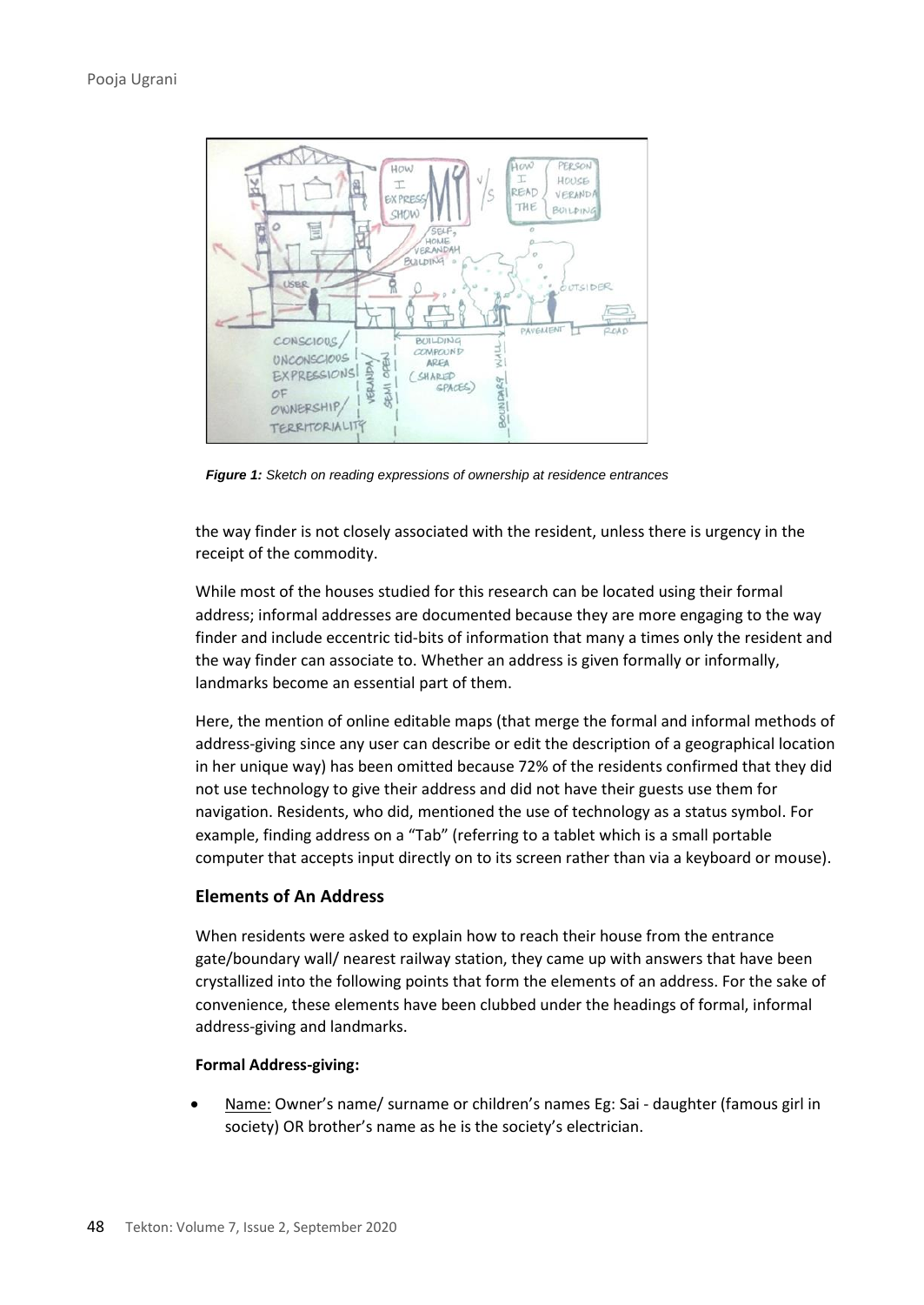*Figure 1: Sketch on reading expressions of ownership at residence entrances*

the way finder is not closely associated with the resident, unless there is urgency in the receipt of the commodity.

While most of the houses studied for this research can be located using their formal address; informal addresses are documented because they are more engaging to the way finder and include eccentric tid-bits of information that many a times only the resident and the way finder can associate to. Whether an address is given formally or informally, landmarks become an essential part of them.

Here, the mention of online editable maps (that merge the formal and informal methods of address-giving since any user can describe or edit the description of a geographical location in her unique way) has been omitted because 72% of the residents confirmed that they did not use technology to give their address and did not have their guests use them for navigation. Residents, who did, mentioned the use of technology as a status symbol. For example, finding address on a "Tab" (referring to a tablet which is a small portable computer that accepts input directly on to its screen rather than via a keyboard or mouse).

### Elements of An Address

When residents were asked to explain how to reach their house from the entrance gate/boundary wall/ nearest railway station, they came up with answers that have been crystallized into the following points that form the elements of an address. For the sake of convenience, these elements have been clubbed under the headings of formal, informal address-giving and landmarks.

**Formal Address-giving:**

- Name: Owner's name/ surname or children's names Eg: Sai - daughter (famous girl in society) OR brother's name as he is the society's electrician.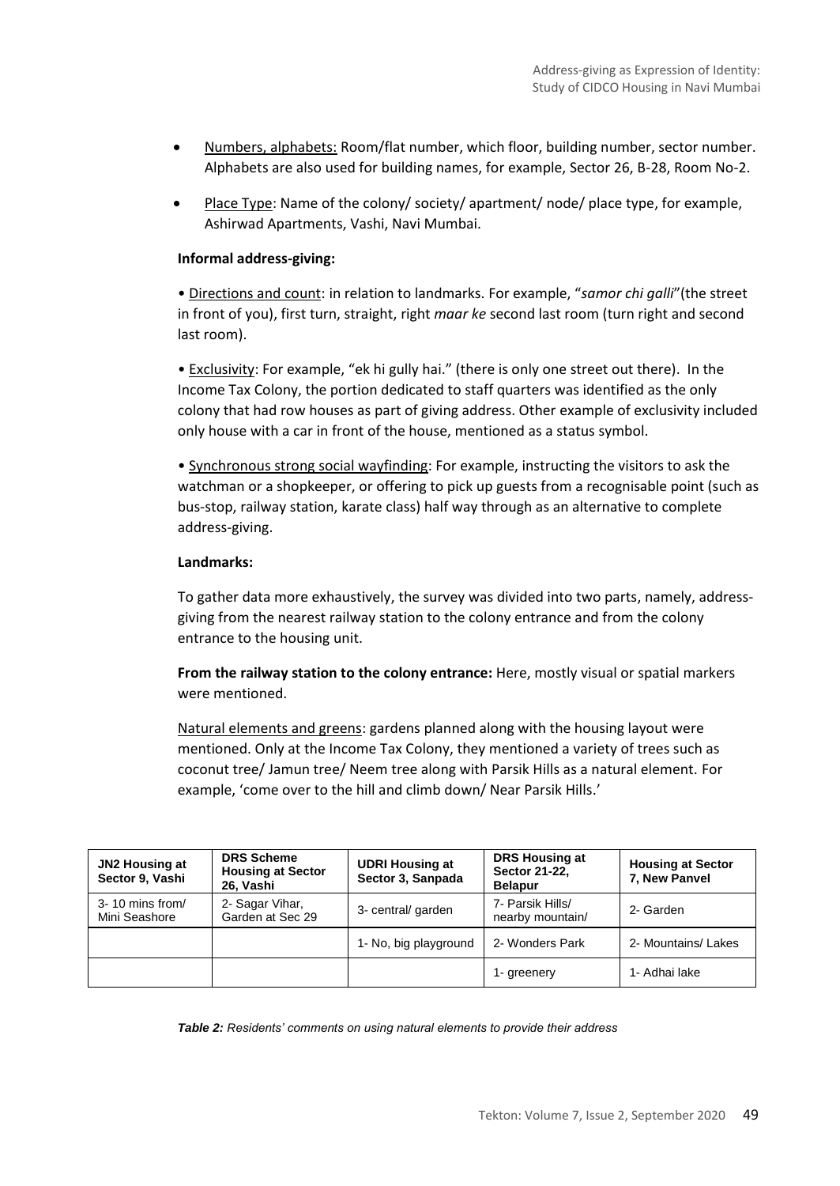- Numbers, alphabets: Room/flat number, which floor, building number, sector number. Alphabets are also used for building names, for example, Sector 26, B-28, Room No-2.
- Place Type: Name of the colony/ society/ apartment/ node/ place type, for example, Ashirwad Apartments, Vashi, Navi Mumbai.

**Informal address-giving:**

• Directions and count: in relation to landmarks. For example, "*samor chi galli*"(the street in front of you), first turn, straight, right *maar ke* second last room (turn right and second last room).

• Exclusivity: For example, "ek hi gully hai." (there is only one street out there). In the Income Tax Colony, the portion dedicated to staff quarters was identified as the only colony that had row houses as part of giving address. Other example of exclusivity included only house with a car in front of the house, mentioned as a status symbol.

• Synchronous strong social wayfinding: For example, instructing the visitors to ask the watchman or a shopkeeper, or offering to pick up guests from a recognisable point (such as bus-stop, railway station, karate class) half way through as an alternative to complete address-giving.

**Landmarks:**

To gather data more exhaustively, the survey was divided into two parts, namely, address-giving from the nearest railway station to the colony entrance and from the colony entrance to the housing unit.

**From the railway station to the colony entrance:** Here, mostly visual or spatial markers were mentioned.

Natural elements and greens: gardens planned along with the housing layout were mentioned. Only at the Income Tax Colony, they mentioned a variety of trees such as coconut tree/ Jamun tree/ Neem tree along with Parsik Hills as a natural element. For example, 'come over to the hill and climb down/ Near Parsik Hills.'

| JN2 Housing at Sector 9, Vashi | DRS Scheme Housing at Sector 26, Vashi | UDRI Housing at Sector 3, Sanpada | DRS Housing at Sector 21-22, Belapur | Housing at Sector 7, New Panvel |
|---|---|---|---|---|
| 3- 10 mins from/ Mini Seashore | 2- Sagar Vihar, Garden at Sec 29 | 3- central/ garden | 7- Parsik Hills/ nearby mountain/ | 2- Garden |
| | | 1- No, big playground | 2- Wonders Park | 2- Mountains/ Lakes |
| | | | 1- greenery | 1- Adhai lake |

***Table 2:*** *Residents' comments on using natural elements to provide their address*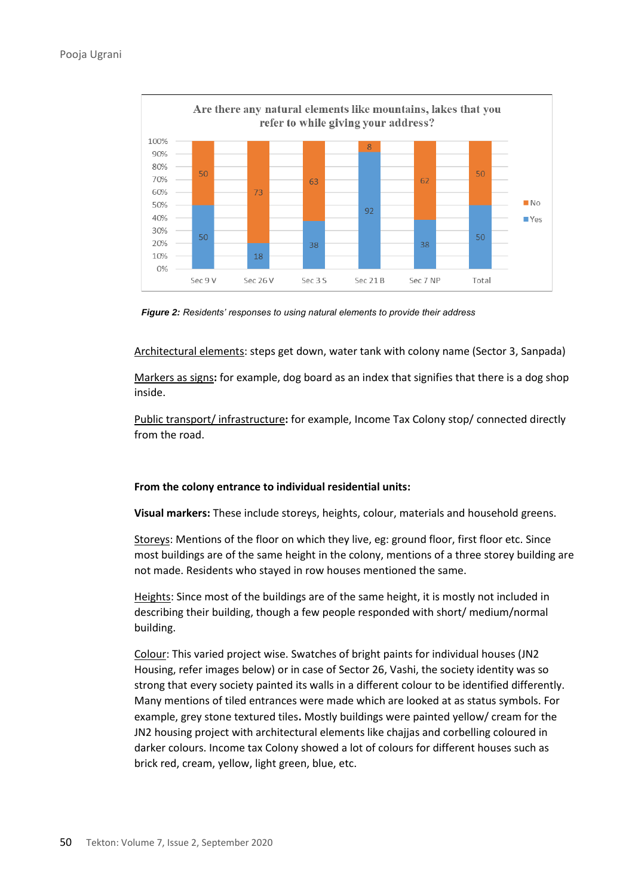**Are there any natural elements like mountains, lakes that you refer to while giving your address?**

| | Sec 9 V | Sec 26 V | Sec 3 S | Sec 21 B | Sec 7 NP | Total |
|---|---|---|---|---|---|---|
| No | 50 | 73 | 63 | 8 | 62 | 50 |
| Yes | 50 | 18 | 38 | 92 | 38 | 50 |

***Figure 2:*** *Residents' responses to using natural elements to provide their address*

Architectural elements: steps get down, water tank with colony name (Sector 3, Sanpada)

Markers as signs**:** for example, dog board as an index that signifies that there is a dog shop inside.

Public transport/ infrastructure**:** for example, Income Tax Colony stop/ connected directly from the road.

**From the colony entrance to individual residential units:**

**Visual markers:** These include storeys, heights, colour, materials and household greens.

Storeys: Mentions of the floor on which they live, eg: ground floor, first floor etc. Since most buildings are of the same height in the colony, mentions of a three storey building are not made. Residents who stayed in row houses mentioned the same.

Heights: Since most of the buildings are of the same height, it is mostly not included in describing their building, though a few people responded with short/ medium/normal building.

Colour: This varied project wise. Swatches of bright paints for individual houses (JN2 Housing, refer images below) or in case of Sector 26, Vashi, the society identity was so strong that every society painted its walls in a different colour to be identified differently. Many mentions of tiled entrances were made which are looked at as status symbols. For example, grey stone textured tiles**.** Mostly buildings were painted yellow/ cream for the JN2 housing project with architectural elements like chajjas and corbelling coloured in darker colours. Income tax Colony showed a lot of colours for different houses such as brick red, cream, yellow, light green, blue, etc.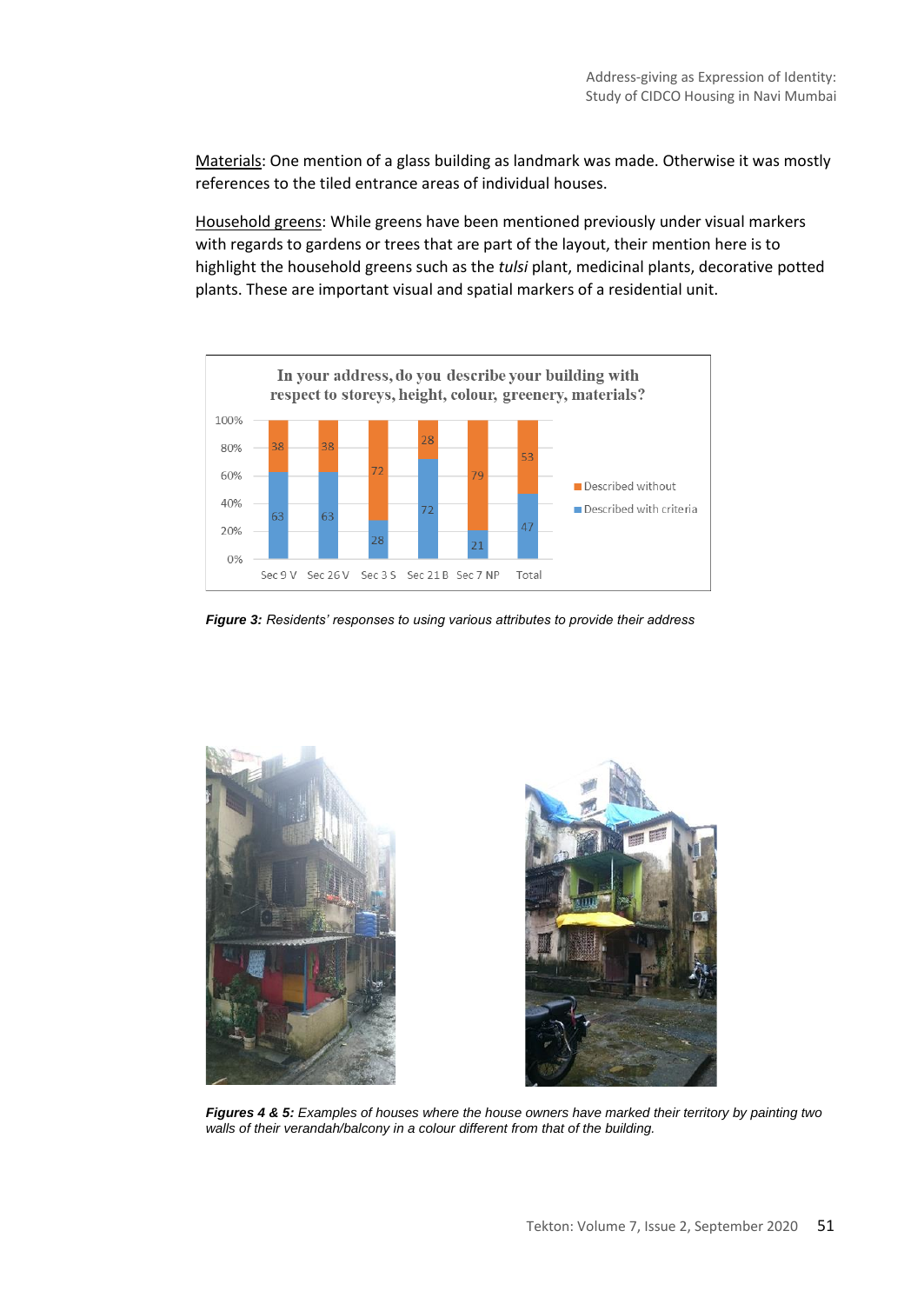Materials: One mention of a glass building as landmark was made. Otherwise it was mostly references to the tiled entrance areas of individual houses.

Household greens: While greens have been mentioned previously under visual markers with regards to gardens or trees that are part of the layout, their mention here is to highlight the household greens such as the *tulsi* plant, medicinal plants, decorative potted plants. These are important visual and spatial markers of a residential unit.

In your address, do you describe your building with respect to storeys, height, colour, greenery, materials?

| | Sec 9 V | Sec 26 V | Sec 3 S | Sec 21 B | Sec 7 NP | Total |
|---|---|---|---|---|---|---|
| Described without | 38 | 38 | 72 | 28 | 79 | 53 |
| Described with criteria | 63 | 63 | 28 | 72 | 21 | 47 |

***Figure 3:*** *Residents' responses to using various attributes to provide their address*

***Figures 4 & 5:*** *Examples of houses where the house owners have marked their territory by painting two walls of their verandah/balcony in a colour different from that of the building.*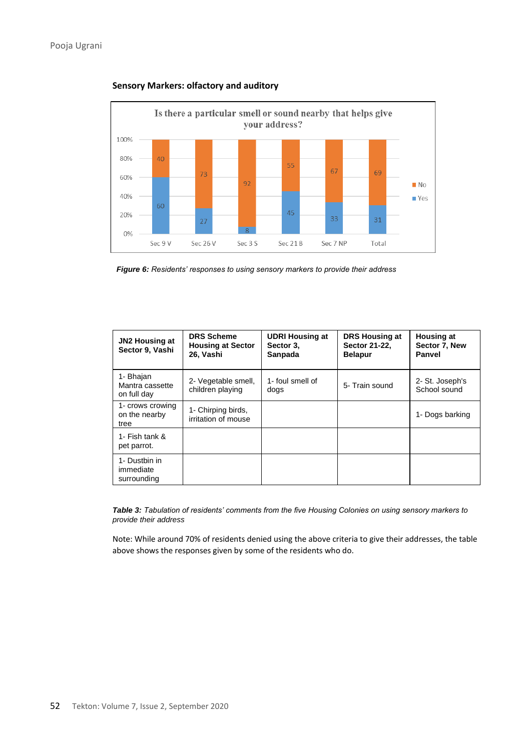**Sensory Markers: olfactory and auditory**

| | Sec 9 V | Sec 26 V | Sec 3 S | Sec 21 B | Sec 7 NP | Total |
|---|---|---|---|---|---|---|
| No | 40 | 73 | 92 | 55 | 67 | 69 |
| Yes | 60 | 27 | 8 | 45 | 33 | 31 |

*Is there a particular smell or sound nearby that helps give your address?*

***Figure 6:*** *Residents' responses to using sensory markers to provide their address*

| JN2 Housing at Sector 9, Vashi | DRS Scheme Housing at Sector 26, Vashi | UDRI Housing at Sector 3, Sanpada | DRS Housing at Sector 21-22, Belapur | Housing at Sector 7, New Panvel |
|---|---|---|---|---|
| 1- Bhajan Mantra cassette on full day | 2- Vegetable smell, children playing | 1- foul smell of dogs | 5- Train sound | 2- St. Joseph's School sound |
| 1- crows crowing on the nearby tree | 1- Chirping birds, irritation of mouse | | | 1- Dogs barking |
| 1- Fish tank & pet parrot. | | | | |
| 1- Dustbin in immediate surrounding | | | | |

***Table 3:*** *Tabulation of residents' comments from the five Housing Colonies on using sensory markers to provide their address*

Note: While around 70% of residents denied using the above criteria to give their addresses, the table above shows the responses given by some of the residents who do.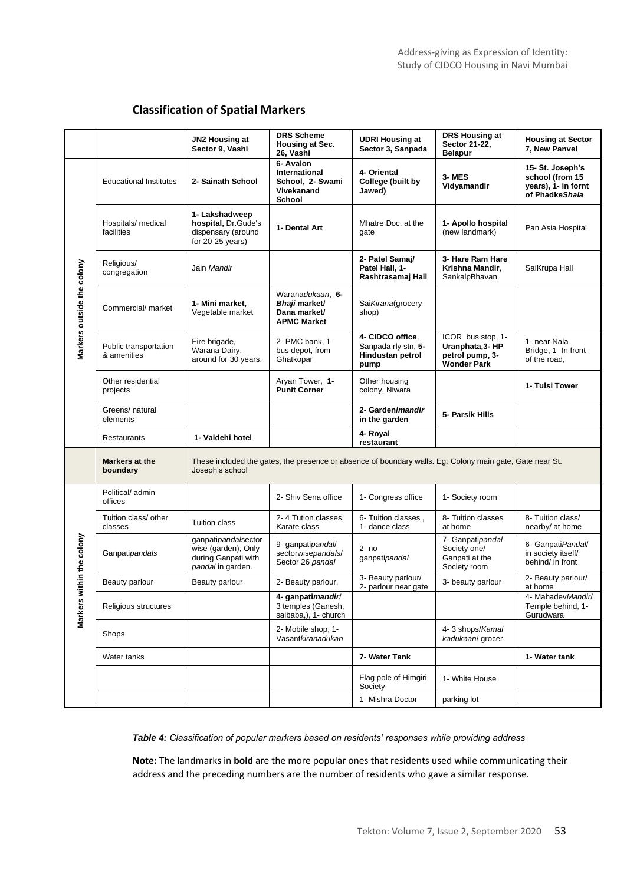## Classification of Spatial Markers

| | | JN2 Housing at Sector 9, Vashi | DRS Scheme Housing at Sec. 26, Vashi | UDRI Housing at Sector 3, Sanpada | DRS Housing at Sector 21-22, Belapur | Housing at Sector 7, New Panvel |
|---|---|---|---|---|---|---|
| Markers outside the colony | Educational Institutes | **2- Sainath School** | **6- Avalon International School**, **2- Swami Vivekanand School** | **4- Oriental College (built by Jawed)** | **3- MES Vidyamandir** | **15- St. Joseph's school (from 15 years), 1- in fornt of Phadke*Shala*** |
| | Hospitals/ medical facilities | **1- Lakshadweep hospital,** Dr.Gude's dispensary (around for 20-25 years) | **1- Dental Art** | Mhatre Doc. at the gate | **1- Apollo hospital** (new landmark) | Pan Asia Hospital |
| | Religious/ congregation | Jain *Mandir* | | **2- Patel Samaj/ Patel Hall, 1- Rashtrasamaj Hall** | **3- Hare Ram Hare Krishna Mandir**, SankalpBhavan | SaiKrupa Hall |
| | Commercial/ market | **1- Mini market,** Vegetable market | Warana*dukaan*, **6- *Bhaji* market/ Dana market/ APMC Market** | Sai*Kirana*(grocery shop) | | |
| | Public transportation & amenities | Fire brigade, Warana Dairy, around for 30 years. | 2- PMC bank, 1- bus depot, from Ghatkopar | **4- CIDCO office**, Sanpada rly stn, **5- Hindustan petrol pump** | ICOR bus stop, **1- Uranphata,3- HP petrol pump, 3- Wonder Park** | 1- near Nala Bridge, 1- In front of the road, |
| | Other residential projects | | Aryan Tower, **1- Punit Corner** | Other housing colony, Niwara | | **1- Tulsi Tower** |
| | Greens/ natural elements | | | **2- Garden/*mandir* in the garden** | **5- Parsik Hills** | |
| | Restaurants | **1- Vaidehi hotel** | | **4- Royal restaurant** | | |
| | **Markers at the boundary** | These included the gates, the presence or absence of boundary walls. Eg: Colony main gate, Gate near St. Joseph's school | | | | |
| Markers within the colony | Political/ admin offices | | 2- Shiv Sena office | 1- Congress office | 1- Society room | |
| | Tuition class/ other classes | Tuition class | 2- 4 Tution classes, Karate class | 6- Tuition classes , 1- dance class | 8- Tuition classes at home | 8- Tuition class/ nearby/ at home |
| | Ganpati*pandals* | ganpati*pandal*sector wise (garden), Only during Ganpati with *pandal* in garden. | 9- ganpati*pandal*/ sectorwise*pandals*/ Sector 26 *pandal* | 2- no ganpati*pandal* | 7- Ganpati*pandal*- Society one/ Ganpati at the Society room | 6- Ganpati*Pandal*/ in society itself/ behind/ in front |
| | Beauty parlour | Beauty parlour | 2- Beauty parlour, | 3- Beauty parlour/ 2- parlour near gate | 3- beauty parlour | 2- Beauty parlour/ at home |
| | Religious structures | | **4- ganpati*mandir***/ 3 temples (Ganesh, saibaba,), 1- church | | | 4- Mahadev*Mandir*/ Temple behind, 1- Gurudwara |
| | Shops | | 2- Mobile shop, 1- Vasant*kiranadukan* | | 4- 3 shops/*Kamal kadukaan*/ grocer | |
| | Water tanks | | | **7- Water Tank** | | **1- Water tank** |
| | | | | Flag pole of Himgiri Society | 1- White House | |
| | | | | 1- Mishra Doctor | parking lot | |

***Table 4:*** *Classification of popular markers based on residents' responses while providing address*

**Note:** The landmarks in **bold** are the more popular ones that residents used while communicating their address and the preceding numbers are the number of residents who gave a similar response.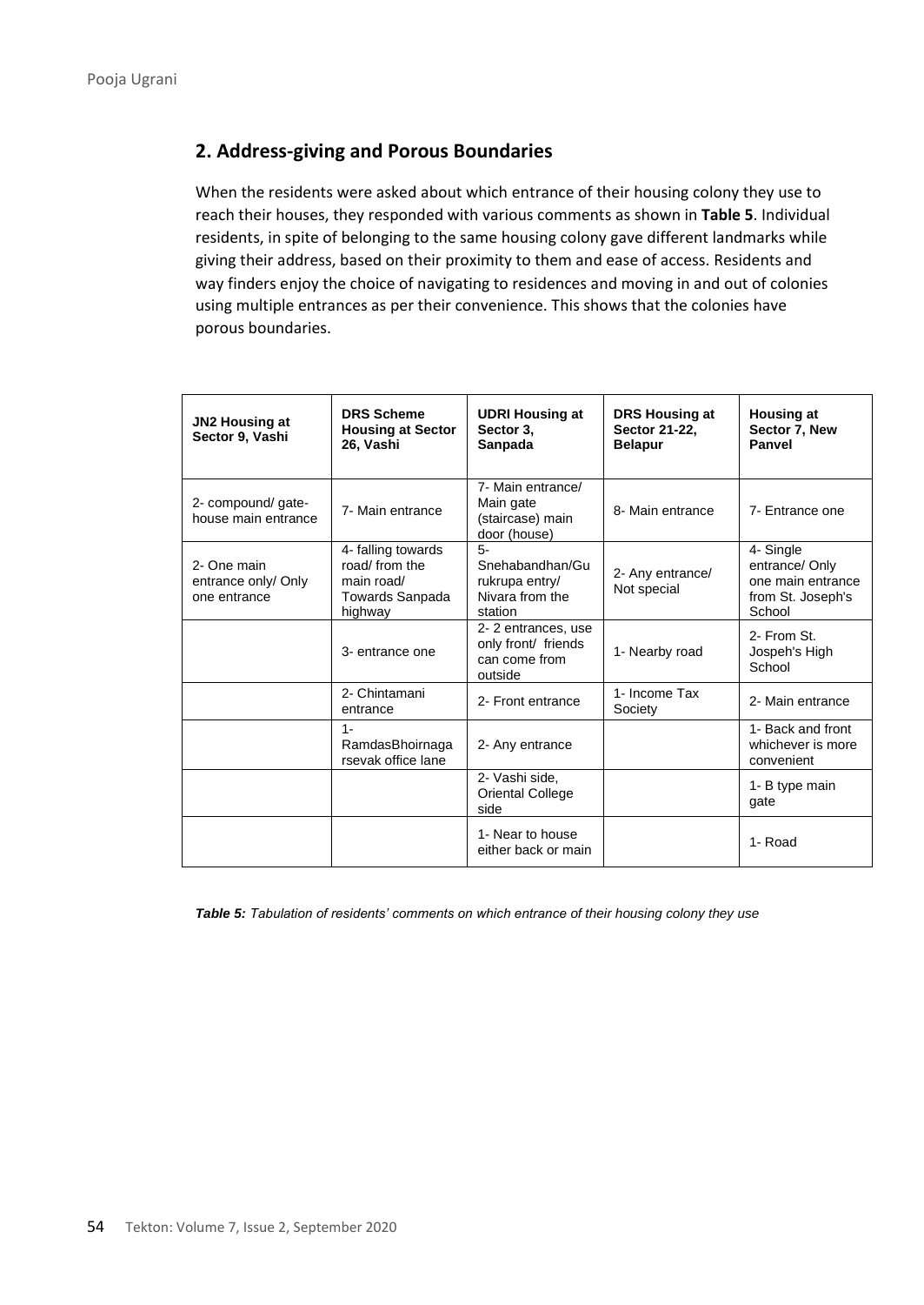## 2. Address-giving and Porous Boundaries

When the residents were asked about which entrance of their housing colony they use to reach their houses, they responded with various comments as shown in **Table 5**. Individual residents, in spite of belonging to the same housing colony gave different landmarks while giving their address, based on their proximity to them and ease of access. Residents and way finders enjoy the choice of navigating to residences and moving in and out of colonies using multiple entrances as per their convenience. This shows that the colonies have porous boundaries.

| JN2 Housing at Sector 9, Vashi | DRS Scheme Housing at Sector 26, Vashi | UDRI Housing at Sector 3, Sanpada | DRS Housing at Sector 21-22, Belapur | Housing at Sector 7, New Panvel |
|---|---|---|---|---|
| 2- compound/ gate-house main entrance | 7- Main entrance | 7- Main entrance/ Main gate (staircase) main door (house) | 8- Main entrance | 7- Entrance one |
| 2- One main entrance only/ Only one entrance | 4- falling towards road/ from the main road/ Towards Sanpada highway | 5- Snehabandhan/Gurukrupa entry/ Nivara from the station | 2- Any entrance/ Not special | 4- Single entrance/ Only one main entrance from St. Joseph's School |
| | 3- entrance one | 2- 2 entrances, use only front/ friends can come from outside | 1- Nearby road | 2- From St. Jospeh's High School |
| | 2- Chintamani entrance | 2- Front entrance | 1- Income Tax Society | 2- Main entrance |
| | 1- RamdasBhoirnagarsevak office lane | 2- Any entrance | | 1- Back and front whichever is more convenient |
| | | 2- Vashi side, Oriental College side | | 1- B type main gate |
| | | 1- Near to house either back or main | | 1- Road |

***Table 5:*** *Tabulation of residents' comments on which entrance of their housing colony they use*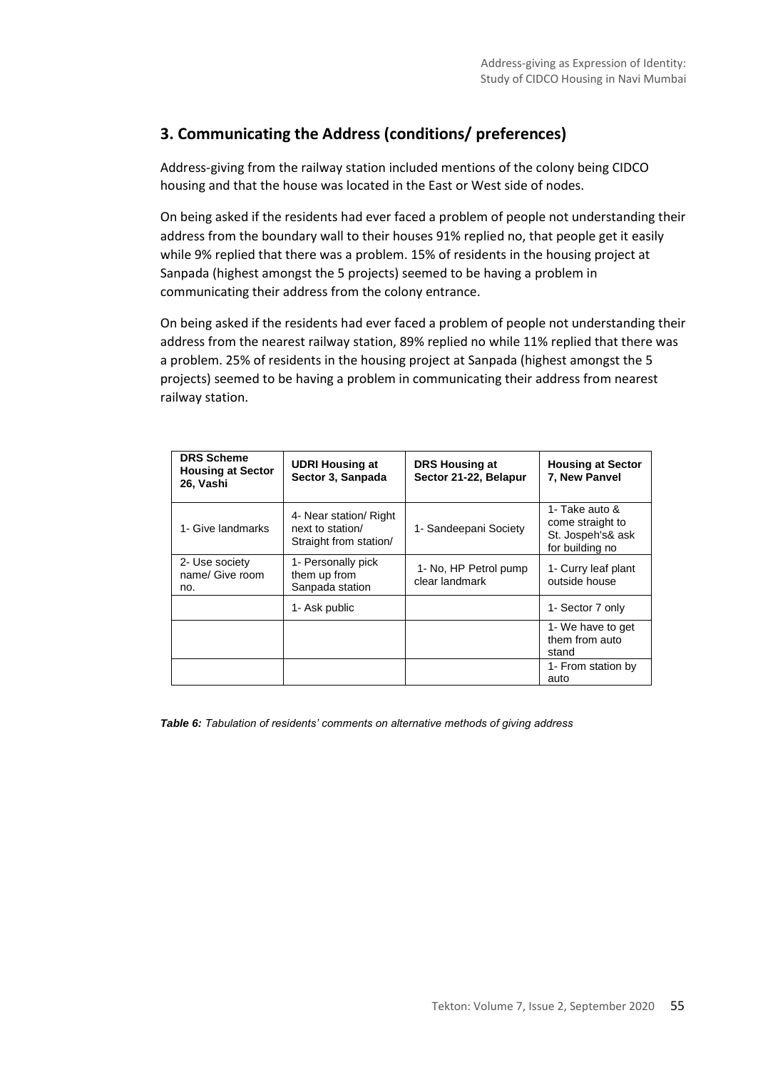## 3. Communicating the Address (conditions/ preferences)

Address-giving from the railway station included mentions of the colony being CIDCO housing and that the house was located in the East or West side of nodes.

On being asked if the residents had ever faced a problem of people not understanding their address from the boundary wall to their houses 91% replied no, that people get it easily while 9% replied that there was a problem. 15% of residents in the housing project at Sanpada (highest amongst the 5 projects) seemed to be having a problem in communicating their address from the colony entrance.

On being asked if the residents had ever faced a problem of people not understanding their address from the nearest railway station, 89% replied no while 11% replied that there was a problem. 25% of residents in the housing project at Sanpada (highest amongst the 5 projects) seemed to be having a problem in communicating their address from nearest railway station.

| DRS Scheme Housing at Sector 26, Vashi | UDRI Housing at Sector 3, Sanpada | DRS Housing at Sector 21-22, Belapur | Housing at Sector 7, New Panvel |
|---|---|---|---|
| 1- Give landmarks | 4- Near station/ Right next to station/ Straight from station/ | 1- Sandeepani Society | 1- Take auto & come straight to St. Jospeh's& ask for building no |
| 2- Use society name/ Give room no. | 1- Personally pick them up from Sanpada station | 1- No, HP Petrol pump clear landmark | 1- Curry leaf plant outside house |
| | 1- Ask public | | 1- Sector 7 only |
| | | | 1- We have to get them from auto stand |
| | | | 1- From station by auto |

***Table 6:*** *Tabulation of residents' comments on alternative methods of giving address*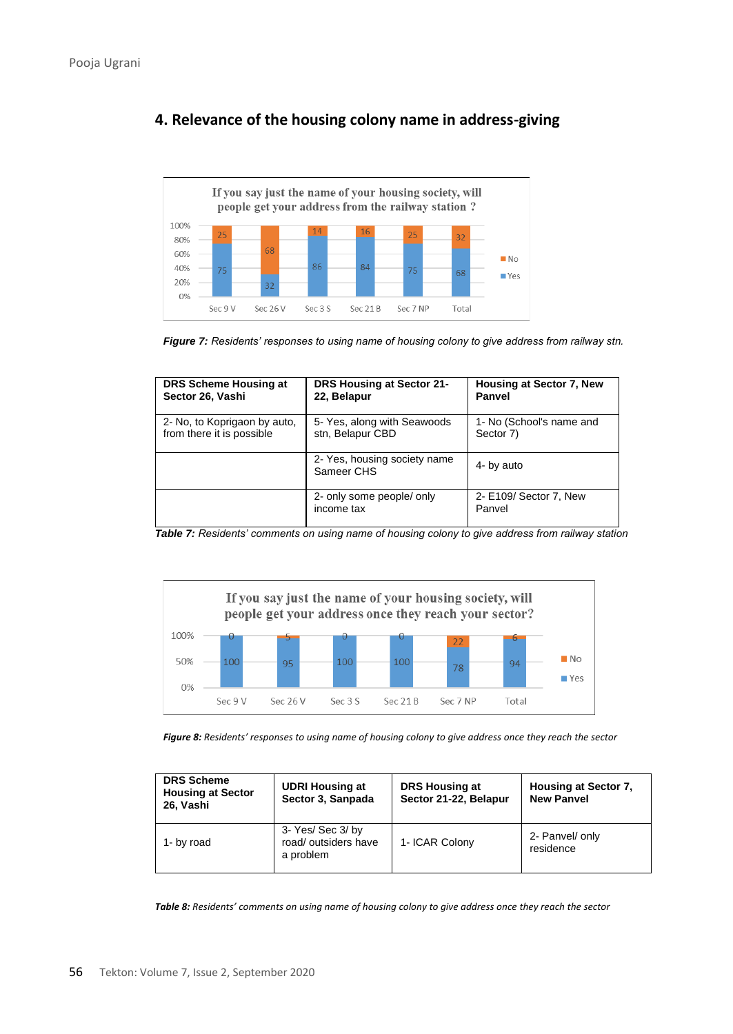## 4. Relevance of the housing colony name in address-giving

*Figure 7: Residents' responses to using name of housing colony to give address from railway stn.*

| DRS Scheme Housing at Sector 26, Vashi | DRS Housing at Sector 21-22, Belapur | Housing at Sector 7, New Panvel |
|---|---|---|
| 2- No, to Koprigaon by auto, from there it is possible | 5- Yes, along with Seawoods stn, Belapur CBD | 1- No (School's name and Sector 7) |
| | 2- Yes, housing society name Sameer CHS | 4- by auto |
| | 2- only some people/ only income tax | 2- E109/ Sector 7, New Panvel |

*Table 7: Residents' comments on using name of housing colony to give address from railway station*

*Figure 8: Residents' responses to using name of housing colony to give address once they reach the sector*

| DRS Scheme Housing at Sector 26, Vashi | UDRI Housing at Sector 3, Sanpada | DRS Housing at Sector 21-22, Belapur | Housing at Sector 7, New Panvel |
|---|---|---|---|
| 1- by road | 3- Yes/ Sec 3/ by road/ outsiders have a problem | 1- ICAR Colony | 2- Panvel/ only residence |

*Table 8: Residents' comments on using name of housing colony to give address once they reach the sector*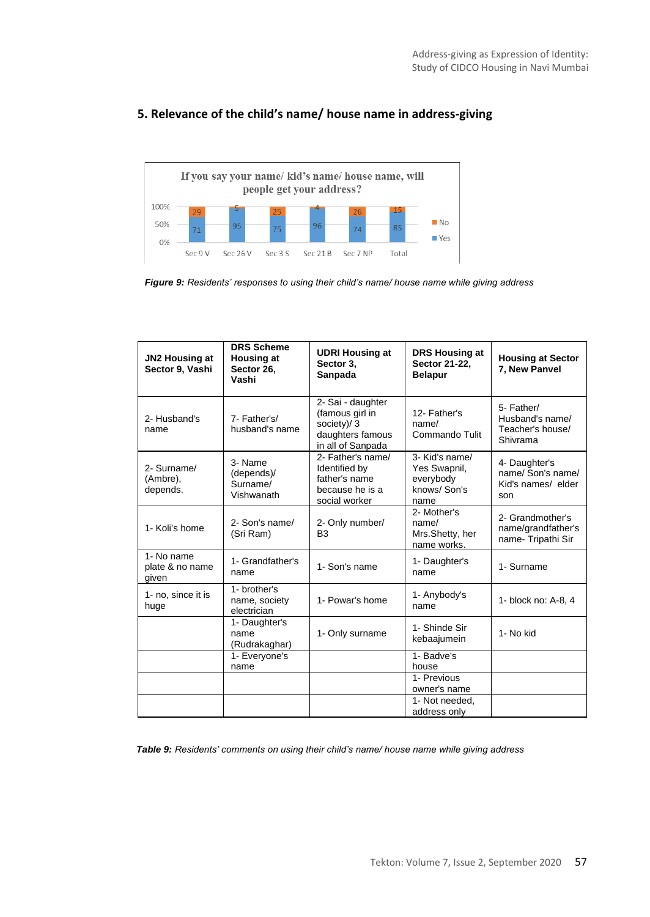## 5. Relevance of the child's name/ house name in address-giving

If you say your name/ kid's name/ house name, will people get your address?

| | Sec 9 V | Sec 26 V | Sec 3 S | Sec 21 B | Sec 7 NP | Total |
|---|---|---|---|---|---|---|
| No | 29 | 5 | 25 | 4 | 26 | 15 |
| Yes | 71 | 95 | 75 | 96 | 74 | 85 |

***Figure 9:*** *Residents' responses to using their child's name/ house name while giving address*

| JN2 Housing at Sector 9, Vashi | DRS Scheme Housing at Sector 26, Vashi | UDRI Housing at Sector 3, Sanpada | DRS Housing at Sector 21-22, Belapur | Housing at Sector 7, New Panvel |
|---|---|---|---|---|
| 2- Husband's name | 7- Father's/ husband's name | 2- Sai - daughter (famous girl in society)/ 3 daughters famous in all of Sanpada | 12- Father's name/ Commando Tulit | 5- Father/ Husband's name/ Teacher's house/ Shivrama |
| 2- Surname/ (Ambre), depends. | 3- Name (depends)/ Surname/ Vishwanath | 2- Father's name/ Identified by father's name because he is a social worker | 3- Kid's name/ Yes Swapnil, everybody knows/ Son's name | 4- Daughter's name/ Son's name/ Kid's names/ elder son |
| 1- Koli's home | 2- Son's name/ (Sri Ram) | 2- Only number/ B3 | 2- Mother's name/ Mrs.Shetty, her name works. | 2- Grandmother's name/grandfather's name- Tripathi Sir |
| 1- No name plate & no name given | 1- Grandfather's name | 1- Son's name | 1- Daughter's name | 1- Surname |
| 1- no, since it is huge | 1- brother's name, society electrician | 1- Powar's home | 1- Anybody's name | 1- block no: A-8, 4 |
| | 1- Daughter's name (Rudrakaghar) | 1- Only surname | 1- Shinde Sir kebaajumein | 1- No kid |
| | 1- Everyone's name | | 1- Badve's house | |
| | | | 1- Previous owner's name | |
| | | | 1- Not needed, address only | |

***Table 9:*** *Residents' comments on using their child's name/ house name while giving address*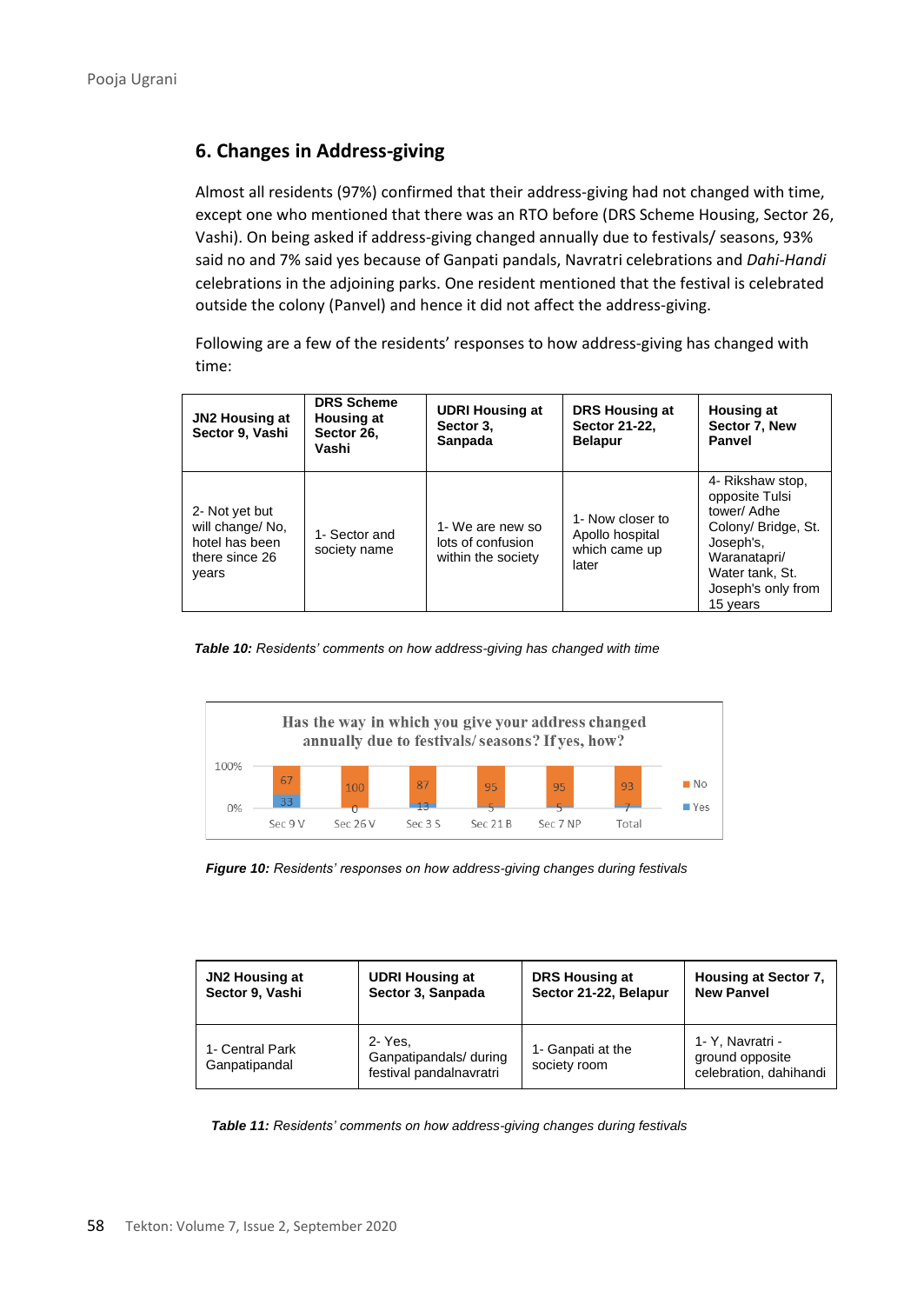## 6. Changes in Address-giving

Almost all residents (97%) confirmed that their address-giving had not changed with time, except one who mentioned that there was an RTO before (DRS Scheme Housing, Sector 26, Vashi). On being asked if address-giving changed annually due to festivals/ seasons, 93% said no and 7% said yes because of Ganpati pandals, Navratri celebrations and *Dahi-Handi* celebrations in the adjoining parks. One resident mentioned that the festival is celebrated outside the colony (Panvel) and hence it did not affect the address-giving.

Following are a few of the residents' responses to how address-giving has changed with time:

| JN2 Housing at Sector 9, Vashi | DRS Scheme Housing at Sector 26, Vashi | UDRI Housing at Sector 3, Sanpada | DRS Housing at Sector 21-22, Belapur | Housing at Sector 7, New Panvel |
|---|---|---|---|---|
| 2- Not yet but will change/ No, hotel has been there since 26 years | 1- Sector and society name | 1- We are new so lots of confusion within the society | 1- Now closer to Apollo hospital which came up later | 4- Rikshaw stop, opposite Tulsi tower/ Adhe Colony/ Bridge, St. Joseph's, Waranatapri/ Water tank, St. Joseph's only from 15 years |

***Table 10:*** *Residents' comments on how address-giving has changed with time*

Has the way in which you give your address changed annually due to festivals/ seasons? If yes, how?

| | Sec 9 V | Sec 26 V | Sec 3 S | Sec 21 B | Sec 7 NP | Total |
|---|---|---|---|---|---|---|
| No | 67 | 100 | 87 | 95 | 95 | 93 |
| Yes | 33 | 0 | 13 | 5 | 5 | 7 |

***Figure 10:*** *Residents' responses on how address-giving changes during festivals*

| JN2 Housing at Sector 9, Vashi | UDRI Housing at Sector 3, Sanpada | DRS Housing at Sector 21-22, Belapur | Housing at Sector 7, New Panvel |
|---|---|---|---|
| 1- Central Park Ganpatipandal | 2- Yes, Ganpatipandals/ during festival pandalnavratri | 1- Ganpati at the society room | 1- Y, Navratri - ground opposite celebration, dahihandi |

***Table 11:*** *Residents' comments on how address-giving changes during festivals*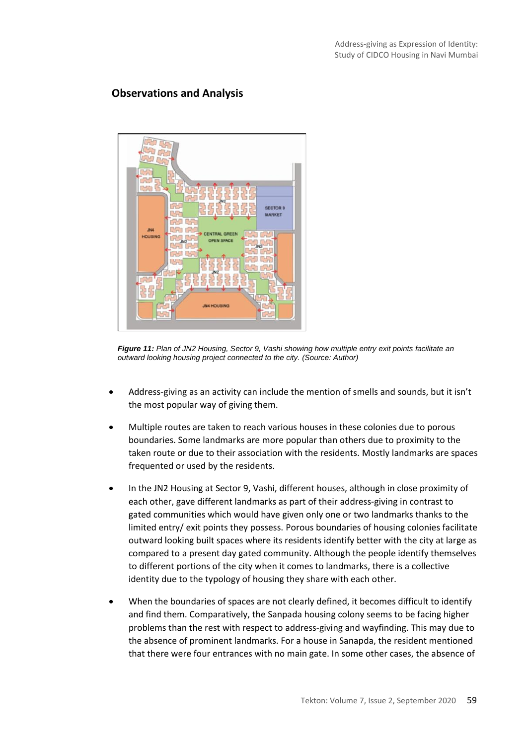## Observations and Analysis

*Figure 11: Plan of JN2 Housing, Sector 9, Vashi showing how multiple entry exit points facilitate an outward looking housing project connected to the city. (Source: Author)*

- Address-giving as an activity can include the mention of smells and sounds, but it isn't the most popular way of giving them.
- Multiple routes are taken to reach various houses in these colonies due to porous boundaries. Some landmarks are more popular than others due to proximity to the taken route or due to their association with the residents. Mostly landmarks are spaces frequented or used by the residents.
- In the JN2 Housing at Sector 9, Vashi, different houses, although in close proximity of each other, gave different landmarks as part of their address-giving in contrast to gated communities which would have given only one or two landmarks thanks to the limited entry/ exit points they possess. Porous boundaries of housing colonies facilitate outward looking built spaces where its residents identify better with the city at large as compared to a present day gated community. Although the people identify themselves to different portions of the city when it comes to landmarks, there is a collective identity due to the typology of housing they share with each other.
- When the boundaries of spaces are not clearly defined, it becomes difficult to identify and find them. Comparatively, the Sanpada housing colony seems to be facing higher problems than the rest with respect to address-giving and wayfinding. This may due to the absence of prominent landmarks. For a house in Sanapda, the resident mentioned that there were four entrances with no main gate. In some other cases, the absence of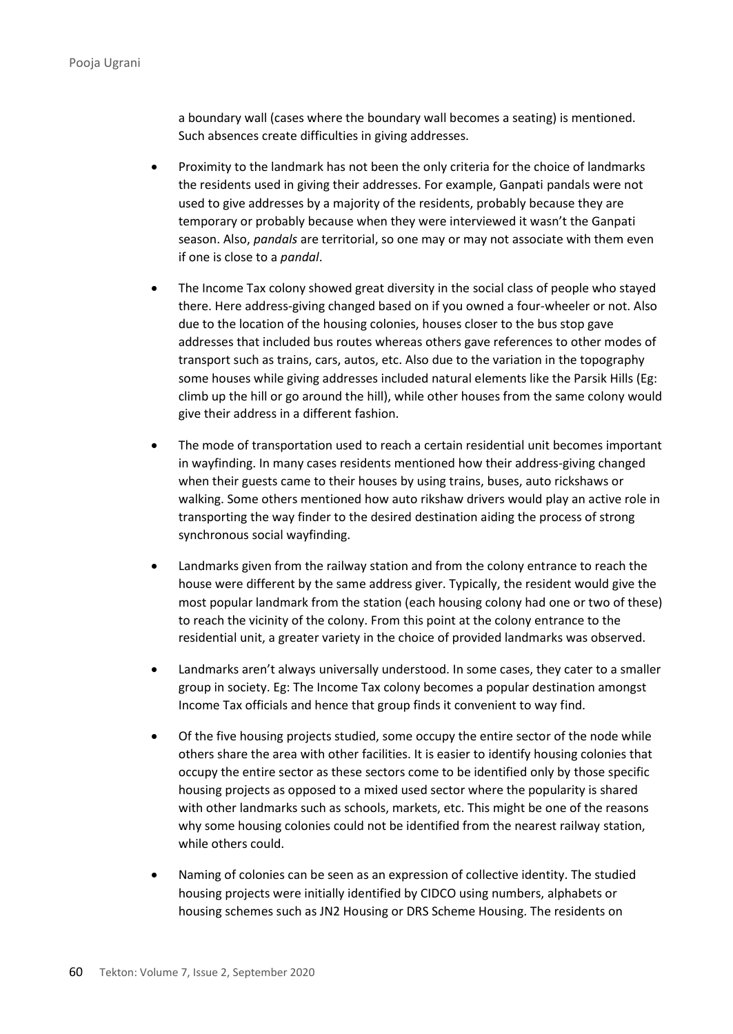a boundary wall (cases where the boundary wall becomes a seating) is mentioned. Such absences create difficulties in giving addresses.

- Proximity to the landmark has not been the only criteria for the choice of landmarks the residents used in giving their addresses. For example, Ganpati pandals were not used to give addresses by a majority of the residents, probably because they are temporary or probably because when they were interviewed it wasn't the Ganpati season. Also, *pandals* are territorial, so one may or may not associate with them even if one is close to a *pandal*.

- The Income Tax colony showed great diversity in the social class of people who stayed there. Here address-giving changed based on if you owned a four-wheeler or not. Also due to the location of the housing colonies, houses closer to the bus stop gave addresses that included bus routes whereas others gave references to other modes of transport such as trains, cars, autos, etc. Also due to the variation in the topography some houses while giving addresses included natural elements like the Parsik Hills (Eg: climb up the hill or go around the hill), while other houses from the same colony would give their address in a different fashion.

- The mode of transportation used to reach a certain residential unit becomes important in wayfinding. In many cases residents mentioned how their address-giving changed when their guests came to their houses by using trains, buses, auto rickshaws or walking. Some others mentioned how auto rikshaw drivers would play an active role in transporting the way finder to the desired destination aiding the process of strong synchronous social wayfinding.

- Landmarks given from the railway station and from the colony entrance to reach the house were different by the same address giver. Typically, the resident would give the most popular landmark from the station (each housing colony had one or two of these) to reach the vicinity of the colony. From this point at the colony entrance to the residential unit, a greater variety in the choice of provided landmarks was observed.

- Landmarks aren't always universally understood. In some cases, they cater to a smaller group in society. Eg: The Income Tax colony becomes a popular destination amongst Income Tax officials and hence that group finds it convenient to way find.

- Of the five housing projects studied, some occupy the entire sector of the node while others share the area with other facilities. It is easier to identify housing colonies that occupy the entire sector as these sectors come to be identified only by those specific housing projects as opposed to a mixed used sector where the popularity is shared with other landmarks such as schools, markets, etc. This might be one of the reasons why some housing colonies could not be identified from the nearest railway station, while others could.

- Naming of colonies can be seen as an expression of collective identity. The studied housing projects were initially identified by CIDCO using numbers, alphabets or housing schemes such as JN2 Housing or DRS Scheme Housing. The residents on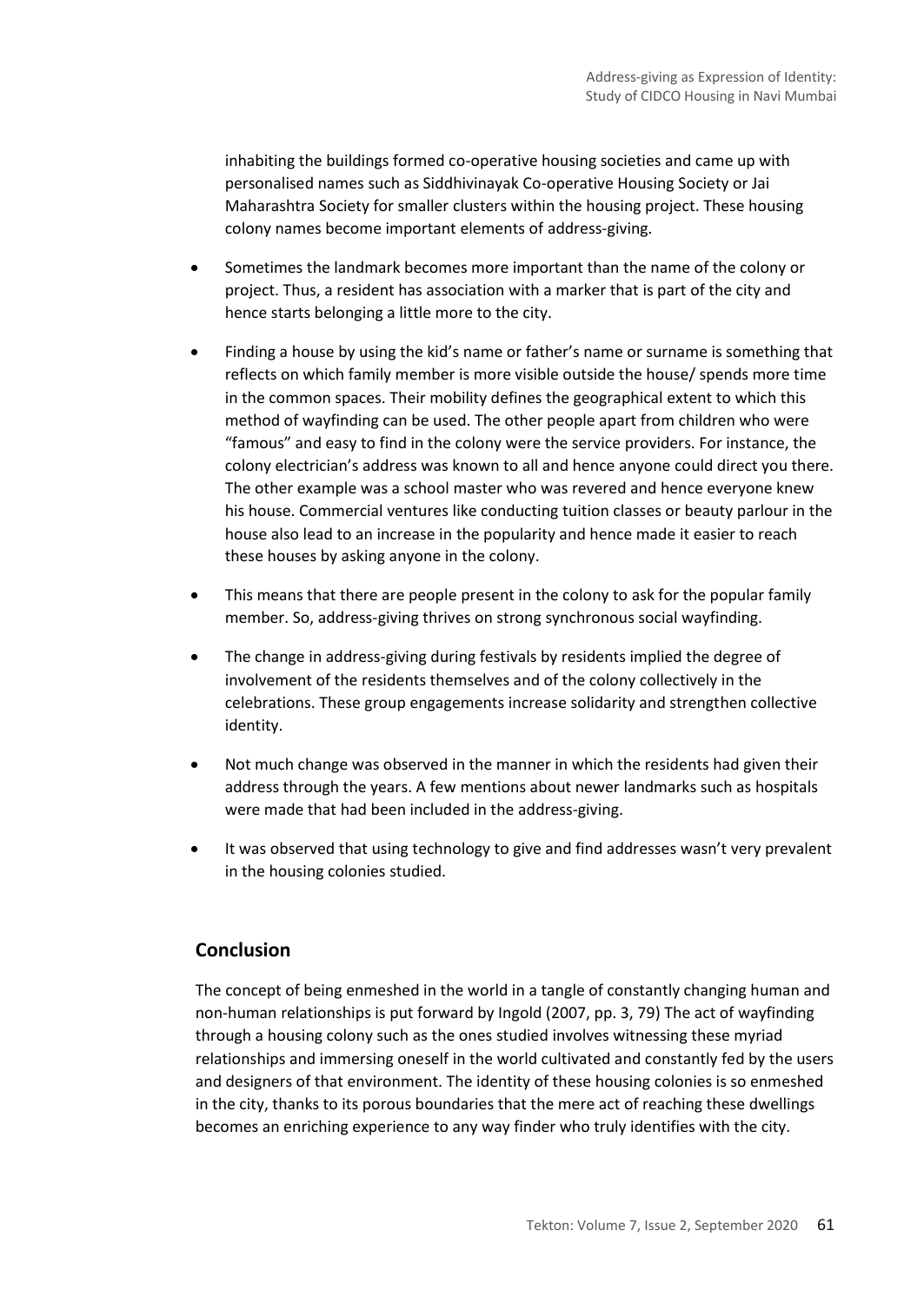inhabiting the buildings formed co-operative housing societies and came up with personalised names such as Siddhivinayak Co-operative Housing Society or Jai Maharashtra Society for smaller clusters within the housing project. These housing colony names become important elements of address-giving.

- Sometimes the landmark becomes more important than the name of the colony or project. Thus, a resident has association with a marker that is part of the city and hence starts belonging a little more to the city.
- Finding a house by using the kid's name or father's name or surname is something that reflects on which family member is more visible outside the house/ spends more time in the common spaces. Their mobility defines the geographical extent to which this method of wayfinding can be used. The other people apart from children who were "famous" and easy to find in the colony were the service providers. For instance, the colony electrician's address was known to all and hence anyone could direct you there. The other example was a school master who was revered and hence everyone knew his house. Commercial ventures like conducting tuition classes or beauty parlour in the house also lead to an increase in the popularity and hence made it easier to reach these houses by asking anyone in the colony.
- This means that there are people present in the colony to ask for the popular family member. So, address-giving thrives on strong synchronous social wayfinding.
- The change in address-giving during festivals by residents implied the degree of involvement of the residents themselves and of the colony collectively in the celebrations. These group engagements increase solidarity and strengthen collective identity.
- Not much change was observed in the manner in which the residents had given their address through the years. A few mentions about newer landmarks such as hospitals were made that had been included in the address-giving.
- It was observed that using technology to give and find addresses wasn't very prevalent in the housing colonies studied.

## Conclusion

The concept of being enmeshed in the world in a tangle of constantly changing human and non-human relationships is put forward by Ingold (2007, pp. 3, 79) The act of wayfinding through a housing colony such as the ones studied involves witnessing these myriad relationships and immersing oneself in the world cultivated and constantly fed by the users and designers of that environment. The identity of these housing colonies is so enmeshed in the city, thanks to its porous boundaries that the mere act of reaching these dwellings becomes an enriching experience to any way finder who truly identifies with the city.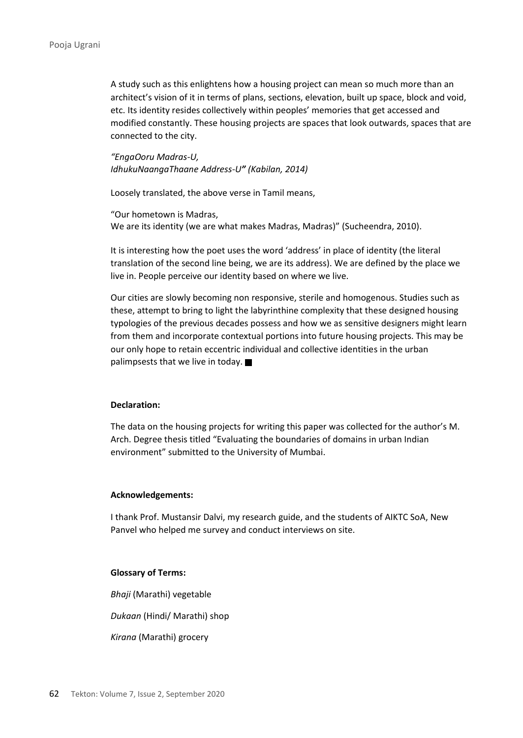A study such as this enlightens how a housing project can mean so much more than an architect's vision of it in terms of plans, sections, elevation, built up space, block and void, etc. Its identity resides collectively within peoples' memories that get accessed and modified constantly. These housing projects are spaces that look outwards, spaces that are connected to the city.

*"EngaOoru Madras-U,*
*IdhukuNaangaThaane Address-U" (Kabilan, 2014)*

Loosely translated, the above verse in Tamil means,

"Our hometown is Madras,
We are its identity (we are what makes Madras, Madras)" (Sucheendra, 2010).

It is interesting how the poet uses the word 'address' in place of identity (the literal translation of the second line being, we are its address). We are defined by the place we live in. People perceive our identity based on where we live.

Our cities are slowly becoming non responsive, sterile and homogenous. Studies such as these, attempt to bring to light the labyrinthine complexity that these designed housing typologies of the previous decades possess and how we as sensitive designers might learn from them and incorporate contextual portions into future housing projects. This may be our only hope to retain eccentric individual and collective identities in the urban palimpsests that we live in today. ■

**Declaration:**

The data on the housing projects for writing this paper was collected for the author's M. Arch. Degree thesis titled "Evaluating the boundaries of domains in urban Indian environment" submitted to the University of Mumbai.

**Acknowledgements:**

I thank Prof. Mustansir Dalvi, my research guide, and the students of AIKTC SoA, New Panvel who helped me survey and conduct interviews on site.

**Glossary of Terms:**

*Bhaji* (Marathi) vegetable

*Dukaan* (Hindi/ Marathi) shop

*Kirana* (Marathi) grocery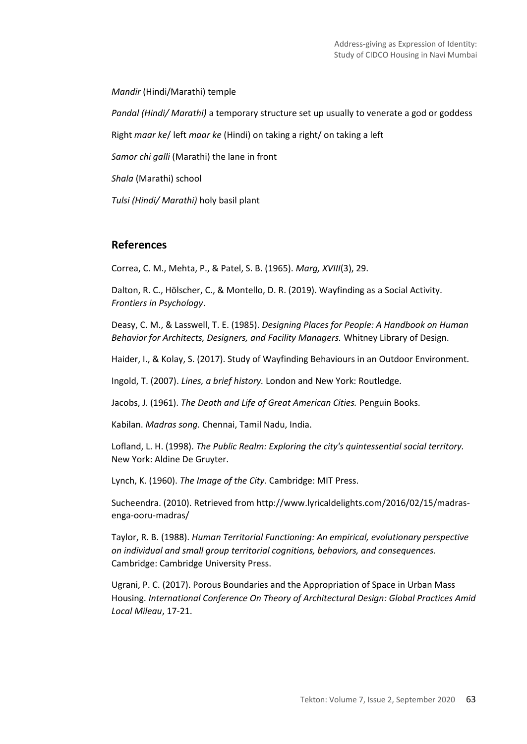*Mandir* (Hindi/Marathi) temple

*Pandal (Hindi/ Marathi)* a temporary structure set up usually to venerate a god or goddess

Right *maar ke*/ left *maar ke* (Hindi) on taking a right/ on taking a left

*Samor chi galli* (Marathi) the lane in front

*Shala* (Marathi) school

*Tulsi (Hindi/ Marathi)* holy basil plant

## References

Correa, C. M., Mehta, P., & Patel, S. B. (1965). *Marg, XVIII*(3), 29.

Dalton, R. C., Hölscher, C., & Montello, D. R. (2019). Wayfinding as a Social Activity. *Frontiers in Psychology*.

Deasy, C. M., & Lasswell, T. E. (1985). *Designing Places for People: A Handbook on Human Behavior for Architects, Designers, and Facility Managers.* Whitney Library of Design.

Haider, I., & Kolay, S. (2017). Study of Wayfinding Behaviours in an Outdoor Environment.

Ingold, T. (2007). *Lines, a brief history.* London and New York: Routledge.

Jacobs, J. (1961). *The Death and Life of Great American Cities.* Penguin Books.

Kabilan. *Madras song.* Chennai, Tamil Nadu, India.

Lofland, L. H. (1998). *The Public Realm: Exploring the city's quintessential social territory.* New York: Aldine De Gruyter.

Lynch, K. (1960). *The Image of the City.* Cambridge: MIT Press.

Sucheendra. (2010). Retrieved from http://www.lyricaldelights.com/2016/02/15/madras-enga-ooru-madras/

Taylor, R. B. (1988). *Human Territorial Functioning: An empirical, evolutionary perspective on individual and small group territorial cognitions, behaviors, and consequences.* Cambridge: Cambridge University Press.

Ugrani, P. C. (2017). Porous Boundaries and the Appropriation of Space in Urban Mass Housing. *International Conference On Theory of Architectural Design: Global Practices Amid Local Mileau*, 17-21.